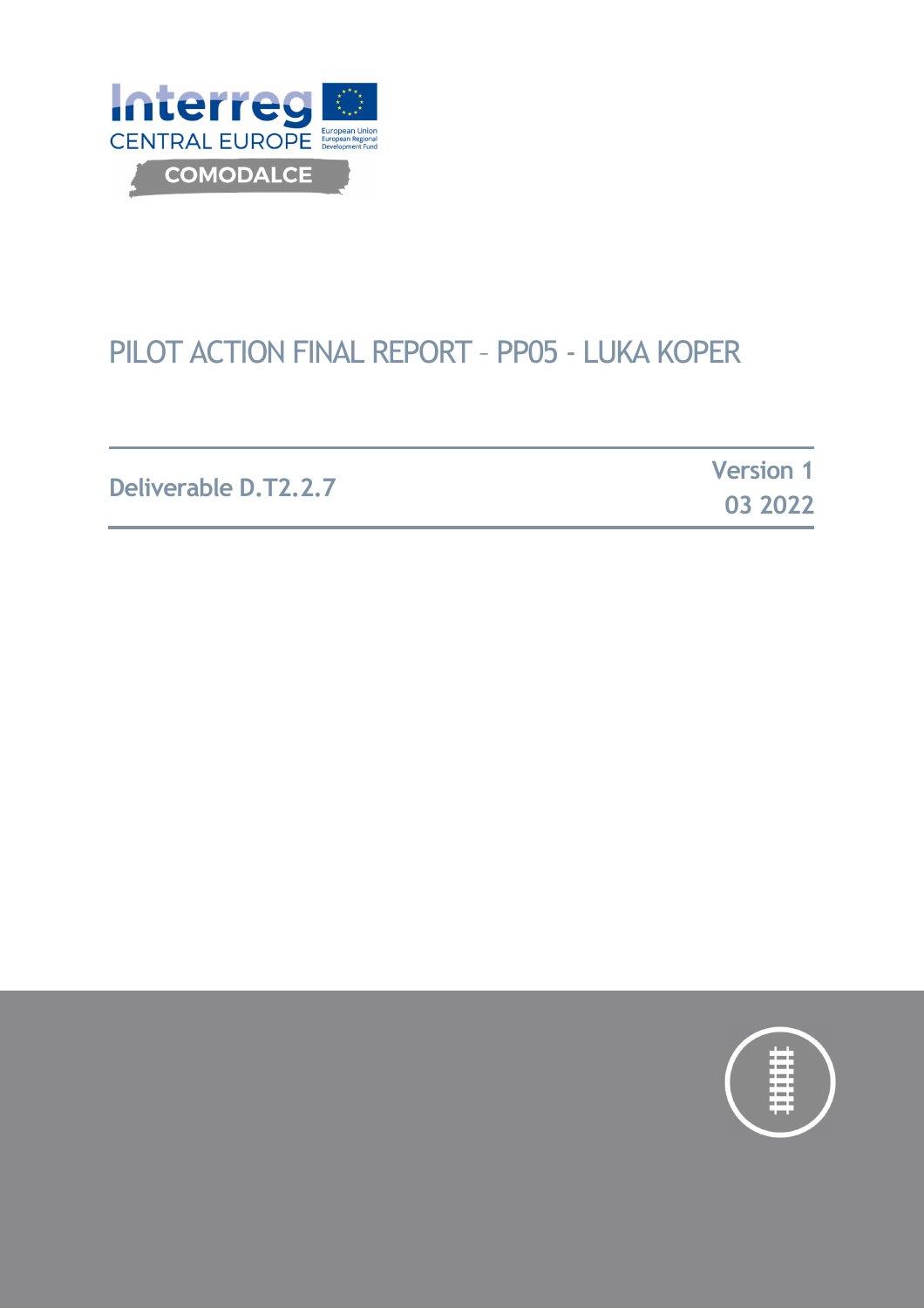Interreg
CENTRAL EUROPE
European Union
European Regional Development Fund

COMODALCE

# PILOT ACTION FINAL REPORT – PP05 - LUKA KOPER

**Deliverable D.T2.2.7**

**Version 1**
**03 2022**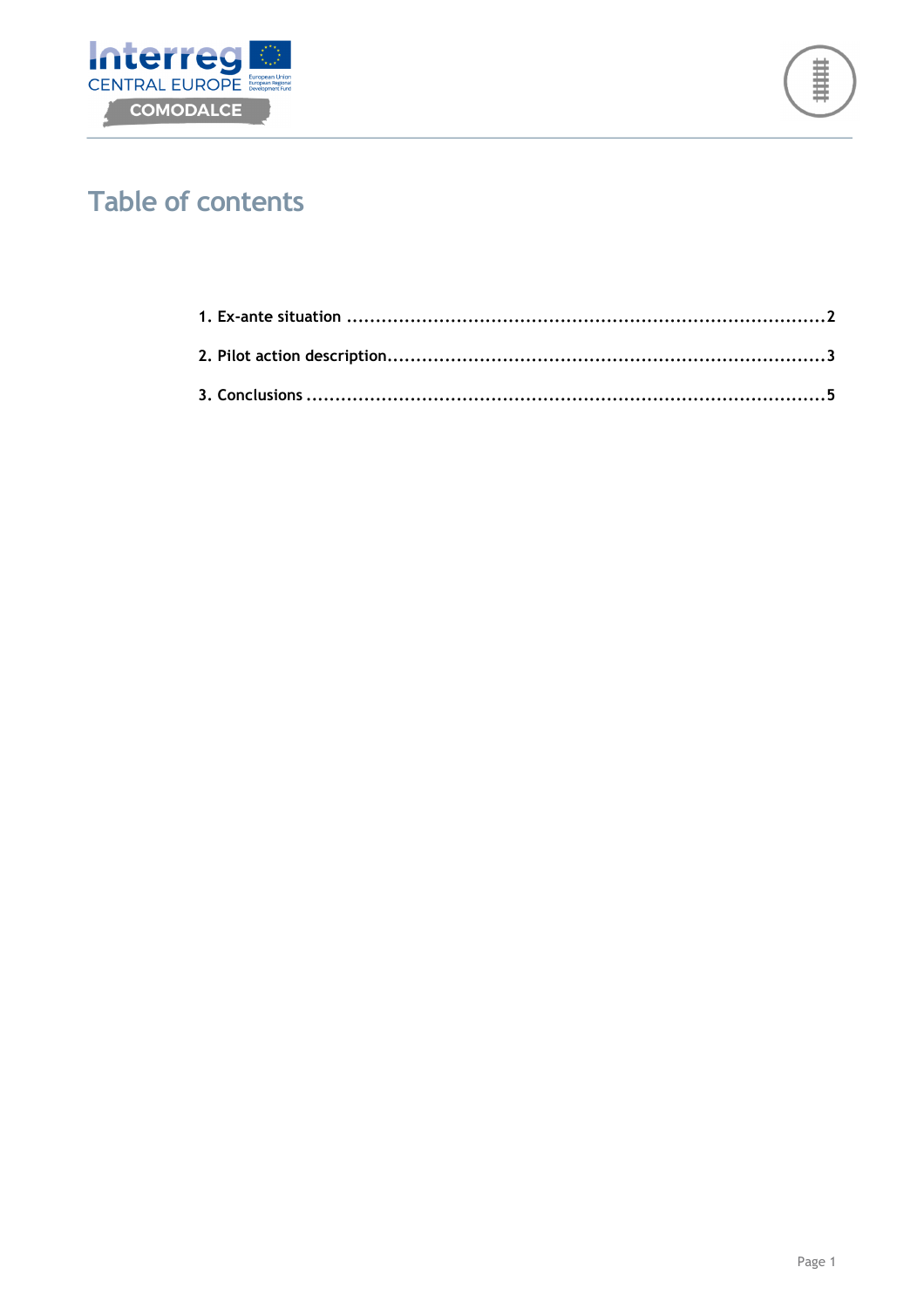# Table of contents

1. Ex-ante situation .....................................................................................2
2. Pilot action description.............................................................................3
3. Conclusions ...........................................................................................5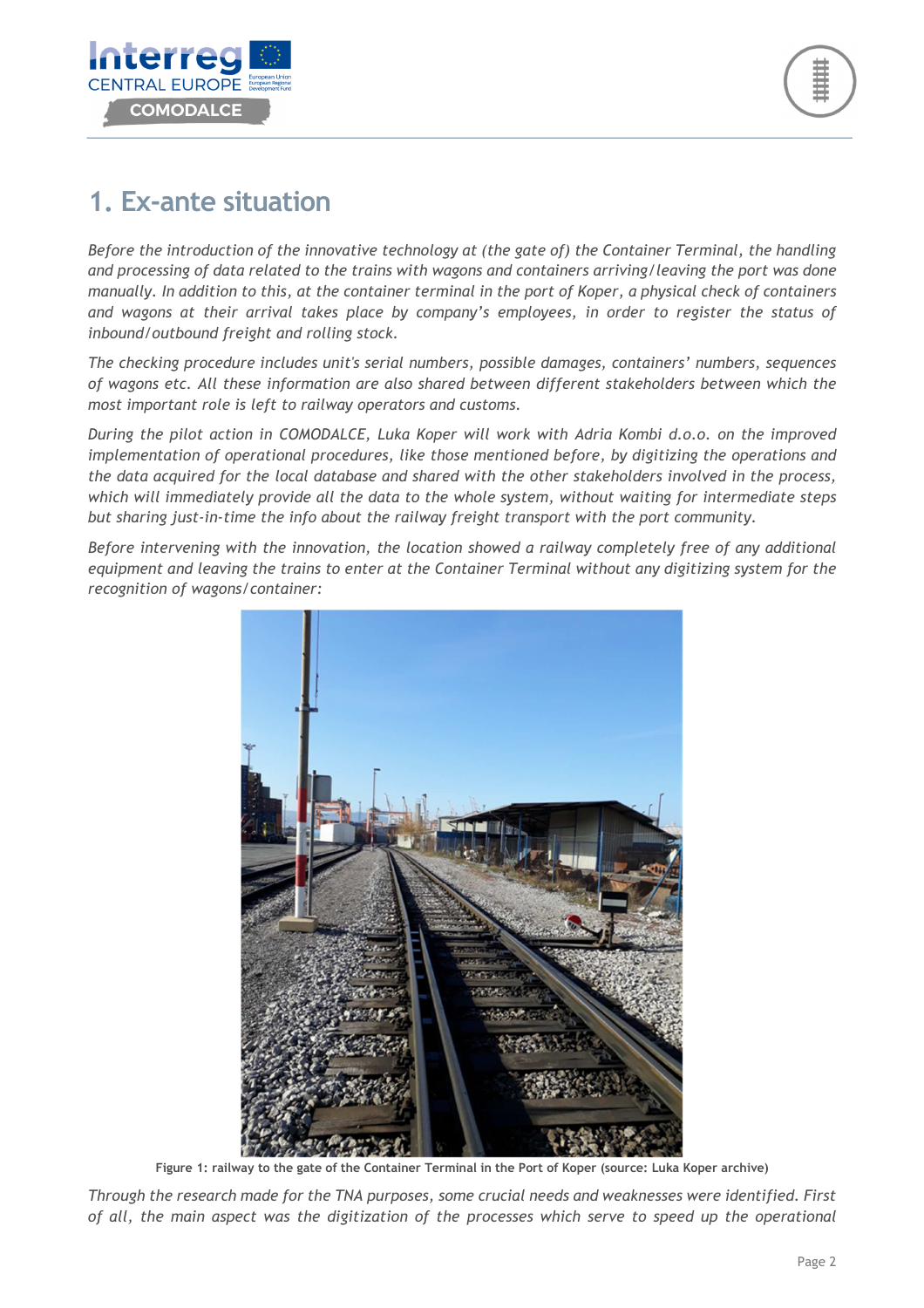# 1. Ex-ante situation

*Before the introduction of the innovative technology at (the gate of) the Container Terminal, the handling and processing of data related to the trains with wagons and containers arriving/leaving the port was done manually. In addition to this, at the container terminal in the port of Koper, a physical check of containers and wagons at their arrival takes place by company's employees, in order to register the status of inbound/outbound freight and rolling stock.*

*The checking procedure includes unit's serial numbers, possible damages, containers' numbers, sequences of wagons etc. All these information are also shared between different stakeholders between which the most important role is left to railway operators and customs.*

*During the pilot action in COMODALCE, Luka Koper will work with Adria Kombi d.o.o. on the improved implementation of operational procedures, like those mentioned before, by digitizing the operations and the data acquired for the local database and shared with the other stakeholders involved in the process, which will immediately provide all the data to the whole system, without waiting for intermediate steps but sharing just-in-time the info about the railway freight transport with the port community.*

*Before intervening with the innovation, the location showed a railway completely free of any additional equipment and leaving the trains to enter at the Container Terminal without any digitizing system for the recognition of wagons/container:*

**Figure 1: railway to the gate of the Container Terminal in the Port of Koper (source: Luka Koper archive)**

*Through the research made for the TNA purposes, some crucial needs and weaknesses were identified. First of all, the main aspect was the digitization of the processes which serve to speed up the operational*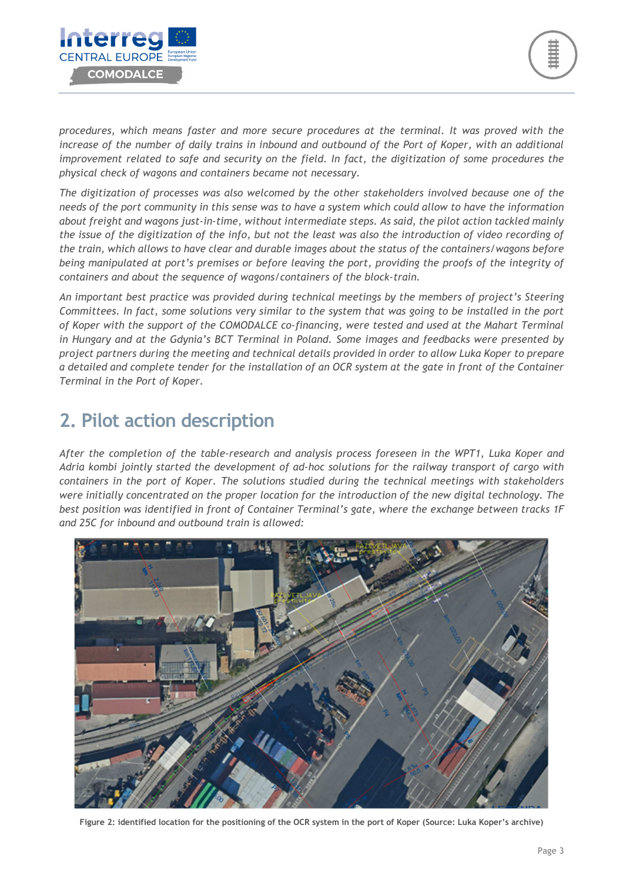*procedures, which means faster and more secure procedures at the terminal. It was proved with the increase of the number of daily trains in inbound and outbound of the Port of Koper, with an additional improvement related to safe and security on the field. In fact, the digitization of some procedures the physical check of wagons and containers became not necessary.*

*The digitization of processes was also welcomed by the other stakeholders involved because one of the needs of the port community in this sense was to have a system which could allow to have the information about freight and wagons just-in-time, without intermediate steps. As said, the pilot action tackled mainly the issue of the digitization of the info, but not the least was also the introduction of video recording of the train, which allows to have clear and durable images about the status of the containers/wagons before being manipulated at port's premises or before leaving the port, providing the proofs of the integrity of containers and about the sequence of wagons/containers of the block-train.*

*An important best practice was provided during technical meetings by the members of project's Steering Committees. In fact, some solutions very similar to the system that was going to be installed in the port of Koper with the support of the COMODALCE co-financing, were tested and used at the Mahart Terminal in Hungary and at the Gdynia's BCT Terminal in Poland. Some images and feedbacks were presented by project partners during the meeting and technical details provided in order to allow Luka Koper to prepare a detailed and complete tender for the installation of an OCR system at the gate in front of the Container Terminal in the Port of Koper.*

## 2. Pilot action description

*After the completion of the table-research and analysis process foreseen in the WPT1, Luka Koper and Adria kombi jointly started the development of ad-hoc solutions for the railway transport of cargo with containers in the port of Koper. The solutions studied during the technical meetings with stakeholders were initially concentrated on the proper location for the introduction of the new digital technology. The best position was identified in front of Container Terminal's gate, where the exchange between tracks 1F and 25C for inbound and outbound train is allowed:*

**Figure 2: identified location for the positioning of the OCR system in the port of Koper (Source: Luka Koper's archive)**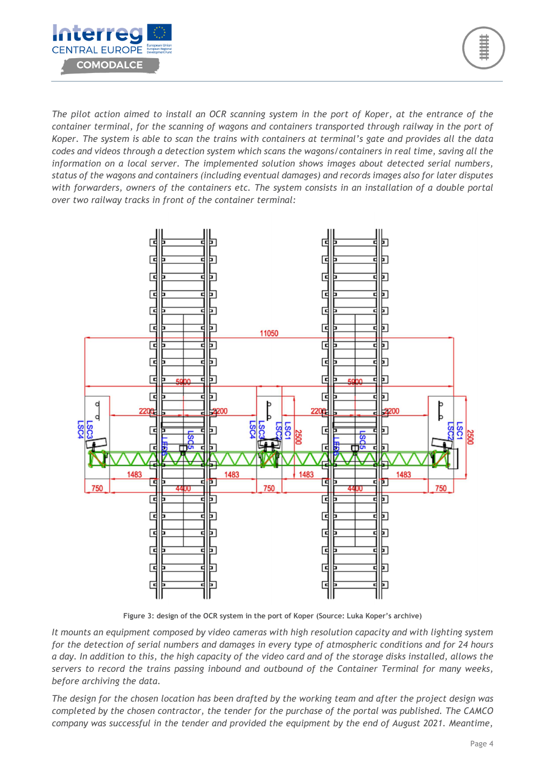*The pilot action aimed to install an OCR scanning system in the port of Koper, at the entrance of the container terminal, for the scanning of wagons and containers transported through railway in the port of Koper. The system is able to scan the trains with containers at terminal's gate and provides all the data codes and videos through a detection system which scans the wagons/containers in real time, saving all the information on a local server. The implemented solution shows images about detected serial numbers, status of the wagons and containers (including eventual damages) and records images also for later disputes with forwarders, owners of the containers etc. The system consists in an installation of a double portal over two railway tracks in front of the container terminal:*

**Figure 3: design of the OCR system in the port of Koper (Source: Luka Koper's archive)**

*It mounts an equipment composed by video cameras with high resolution capacity and with lighting system for the detection of serial numbers and damages in every type of atmospheric conditions and for 24 hours a day. In addition to this, the high capacity of the video card and of the storage disks installed, allows the servers to record the trains passing inbound and outbound of the Container Terminal for many weeks, before archiving the data.*

*The design for the chosen location has been drafted by the working team and after the project design was completed by the chosen contractor, the tender for the purchase of the portal was published. The CAMCO company was successful in the tender and provided the equipment by the end of August 2021. Meantime,*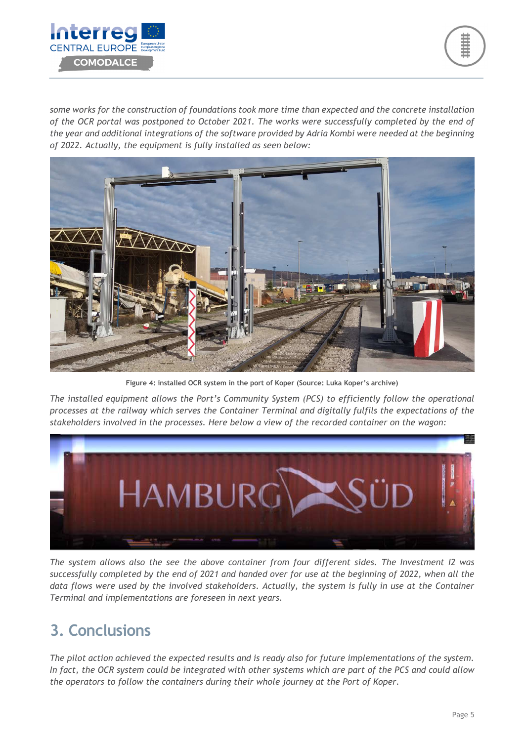*some works for the construction of foundations took more time than expected and the concrete installation of the OCR portal was postponed to October 2021. The works were successfully completed by the end of the year and additional integrations of the software provided by Adria Kombi were needed at the beginning of 2022. Actually, the equipment is fully installed as seen below:*

**Figure 4: installed OCR system in the port of Koper (Source: Luka Koper's archive)**

*The installed equipment allows the Port's Community System (PCS) to efficiently follow the operational processes at the railway which serves the Container Terminal and digitally fulfils the expectations of the stakeholders involved in the processes. Here below a view of the recorded container on the wagon:*

*The system allows also the see the above container from four different sides. The Investment I2 was successfully completed by the end of 2021 and handed over for use at the beginning of 2022, when all the data flows were used by the involved stakeholders. Actually, the system is fully in use at the Container Terminal and implementations are foreseen in next years.*

## 3. Conclusions

*The pilot action achieved the expected results and is ready also for future implementations of the system. In fact, the OCR system could be integrated with other systems which are part of the PCS and could allow the operators to follow the containers during their whole journey at the Port of Koper.*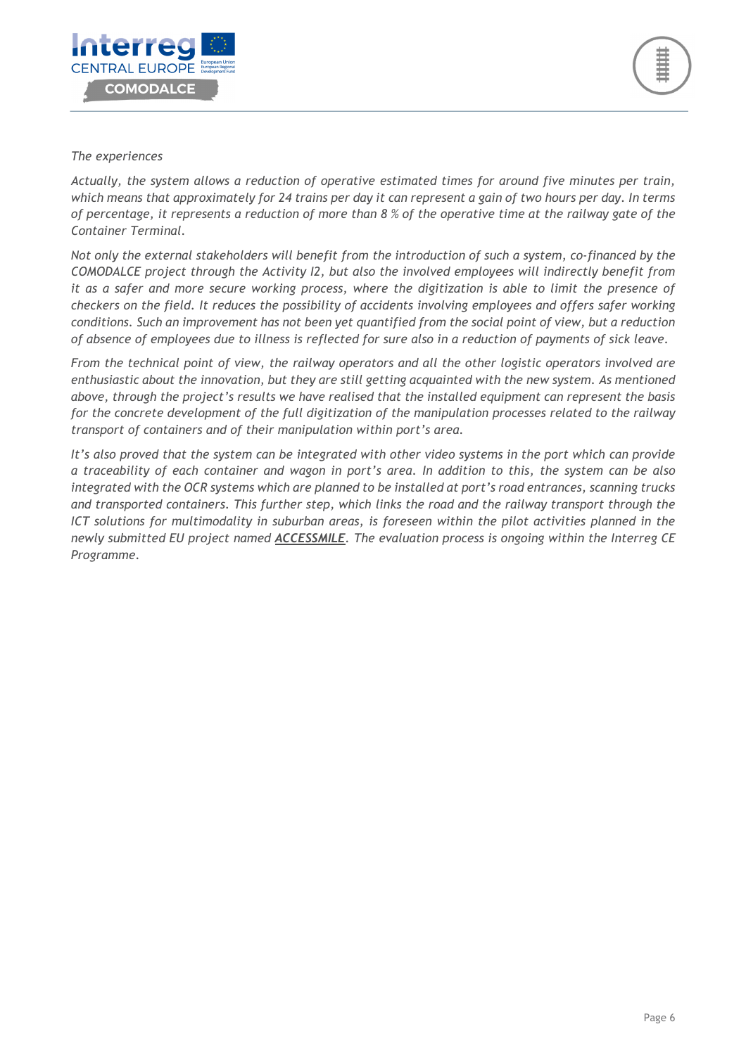*The experiences*

*Actually, the system allows a reduction of operative estimated times for around five minutes per train, which means that approximately for 24 trains per day it can represent a gain of two hours per day. In terms of percentage, it represents a reduction of more than 8 % of the operative time at the railway gate of the Container Terminal.*

*Not only the external stakeholders will benefit from the introduction of such a system, co-financed by the COMODALCE project through the Activity I2, but also the involved employees will indirectly benefit from it as a safer and more secure working process, where the digitization is able to limit the presence of checkers on the field. It reduces the possibility of accidents involving employees and offers safer working conditions. Such an improvement has not been yet quantified from the social point of view, but a reduction of absence of employees due to illness is reflected for sure also in a reduction of payments of sick leave.*

*From the technical point of view, the railway operators and all the other logistic operators involved are enthusiastic about the innovation, but they are still getting acquainted with the new system. As mentioned above, through the project's results we have realised that the installed equipment can represent the basis for the concrete development of the full digitization of the manipulation processes related to the railway transport of containers and of their manipulation within port's area.*

*It's also proved that the system can be integrated with other video systems in the port which can provide a traceability of each container and wagon in port's area. In addition to this, the system can be also integrated with the OCR systems which are planned to be installed at port's road entrances, scanning trucks and transported containers. This further step, which links the road and the railway transport through the ICT solutions for multimodality in suburban areas, is foreseen within the pilot activities planned in the newly submitted EU project named **ACCESSMILE**. The evaluation process is ongoing within the Interreg CE Programme.*